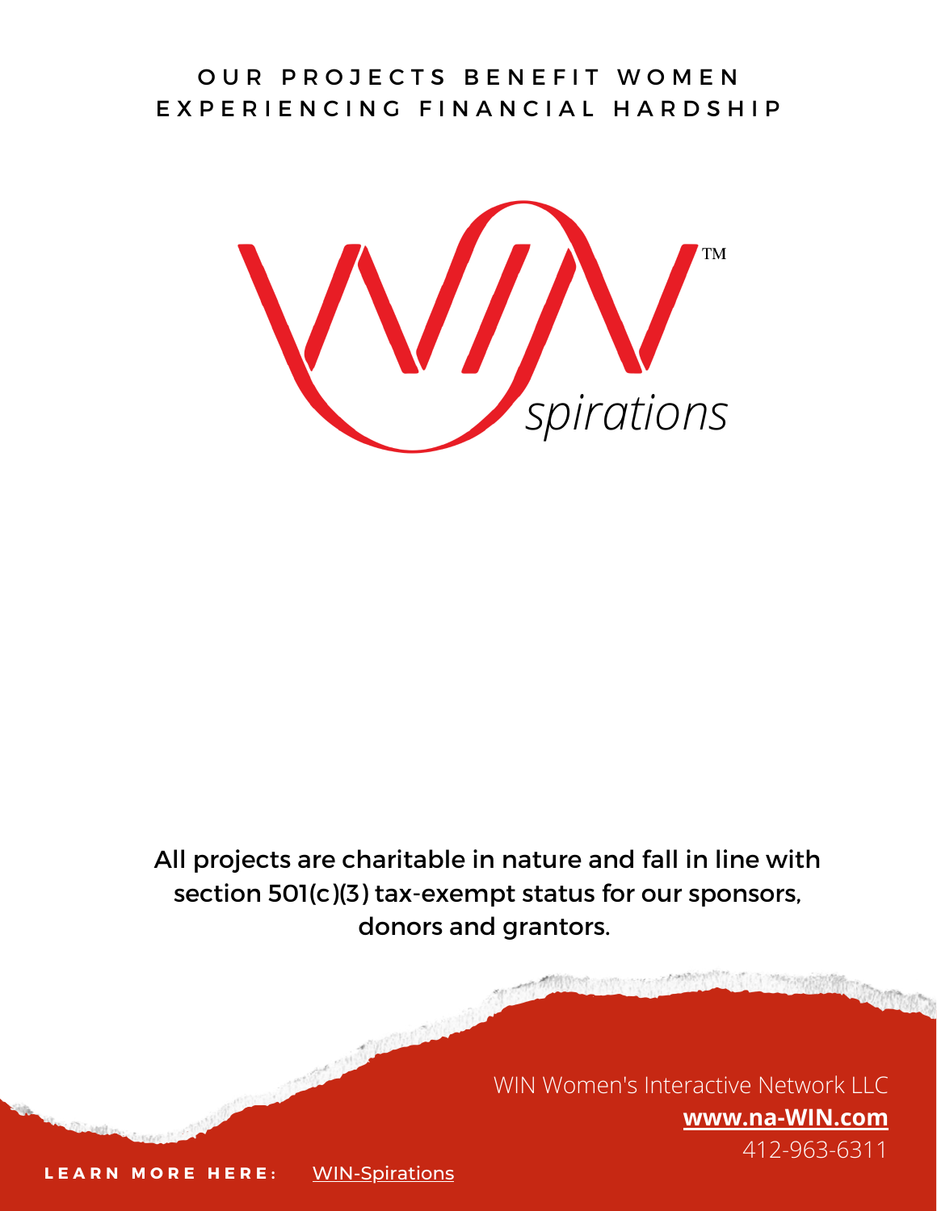OUR PROJECTS BENEFIT WOMEN EXPERIENCING FINANCIAL HARDSHIP

WIN*spirations*™

All projects are charitable in nature and fall in line with section 501(c)(3) tax-exempt status for our sponsors, donors and grantors.

WIN Women's Interactive Network LLC
**www.na-WIN.com**
412-963-6311

**LEARN MORE HERE:** WIN-Spirations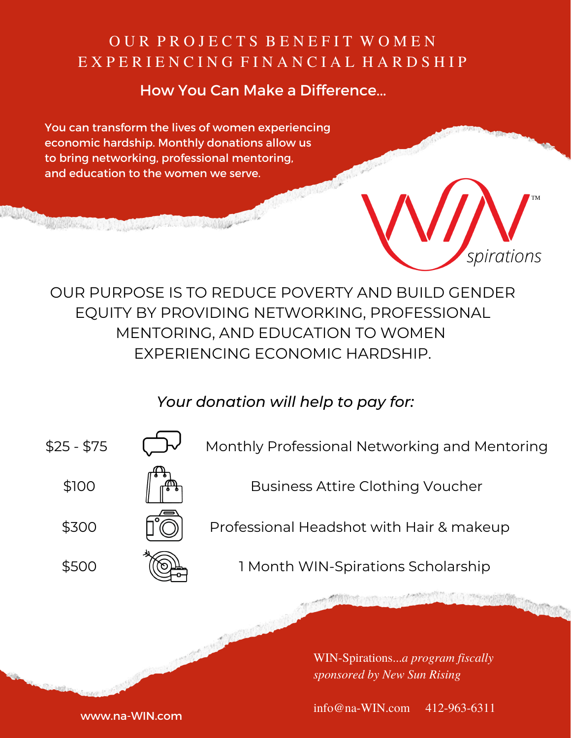# OUR PROJECTS BENEFIT WOMEN EXPERIENCING FINANCIAL HARDSHIP

## How You Can Make a Difference...

**You can transform the lives of women experiencing economic hardship. Monthly donations allow us to bring networking, professional mentoring, and education to the women we serve.**

WIN spirations™

OUR PURPOSE IS TO REDUCE POVERTY AND BUILD GENDER EQUITY BY PROVIDING NETWORKING, PROFESSIONAL MENTORING, AND EDUCATION TO WOMEN EXPERIENCING ECONOMIC HARDSHIP.

*Your donation will help to pay for:*

| Amount | Use |
| --- | --- |
| $25 - $75 | Monthly Professional Networking and Mentoring |
| $100 | Business Attire Clothing Voucher |
| $300 | Professional Headshot with Hair & makeup |
| $500 | 1 Month WIN-Spirations Scholarship |

WIN-Spirations*...a program fiscally sponsored by New Sun Rising*

info@na-WIN.com 412-963-6311

www.na-WIN.com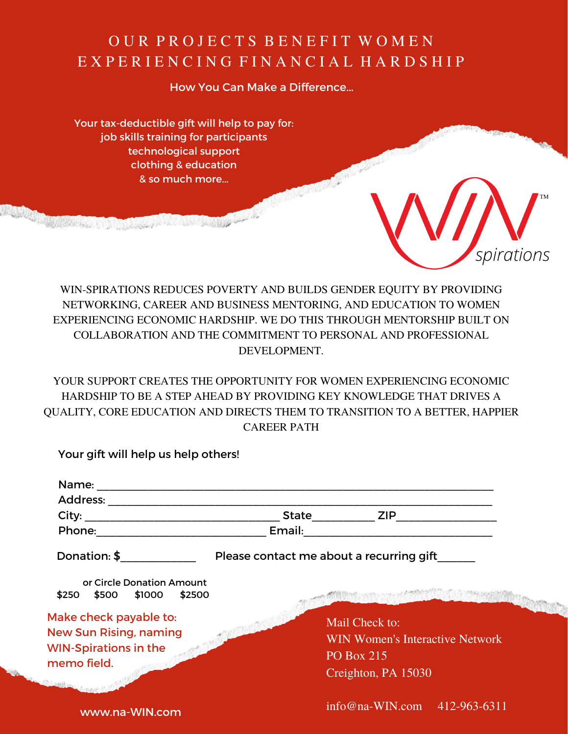# OUR PROJECTS BENEFIT WOMEN EXPERIENCING FINANCIAL HARDSHIP

How You Can Make a Difference...

Your tax-deductible gift will help to pay for:
job skills training for participants
technological support
clothing & education
& so much more...

WIN spirations™

WIN-SPIRATIONS REDUCES POVERTY AND BUILDS GENDER EQUITY BY PROVIDING NETWORKING, CAREER AND BUSINESS MENTORING, AND EDUCATION TO WOMEN EXPERIENCING ECONOMIC HARDSHIP. WE DO THIS THROUGH MENTORSHIP BUILT ON COLLABORATION AND THE COMMITMENT TO PERSONAL AND PROFESSIONAL DEVELOPMENT.

YOUR SUPPORT CREATES THE OPPORTUNITY FOR WOMEN EXPERIENCING ECONOMIC HARDSHIP TO BE A STEP AHEAD BY PROVIDING KEY KNOWLEDGE THAT DRIVES A QUALITY, CORE EDUCATION AND DIRECTS THEM TO TRANSITION TO A BETTER, HAPPIER CAREER PATH

Your gift will help us help others!

Name: ____________________________________________

Address: __________________________________________

City: ________________________ State__________ ZIP______________

Phone:______________________ Email:__________________________

Donation: $____________ Please contact me about a recurring gift______

or Circle Donation Amount
$250 $500 $1000 $2500

Make check payable to:
New Sun Rising, naming WIN-Spirations in the memo field.

Mail Check to:
WIN Women's Interactive Network
PO Box 215
Creighton, PA 15030

www.na-WIN.com

info@na-WIN.com 412-963-6311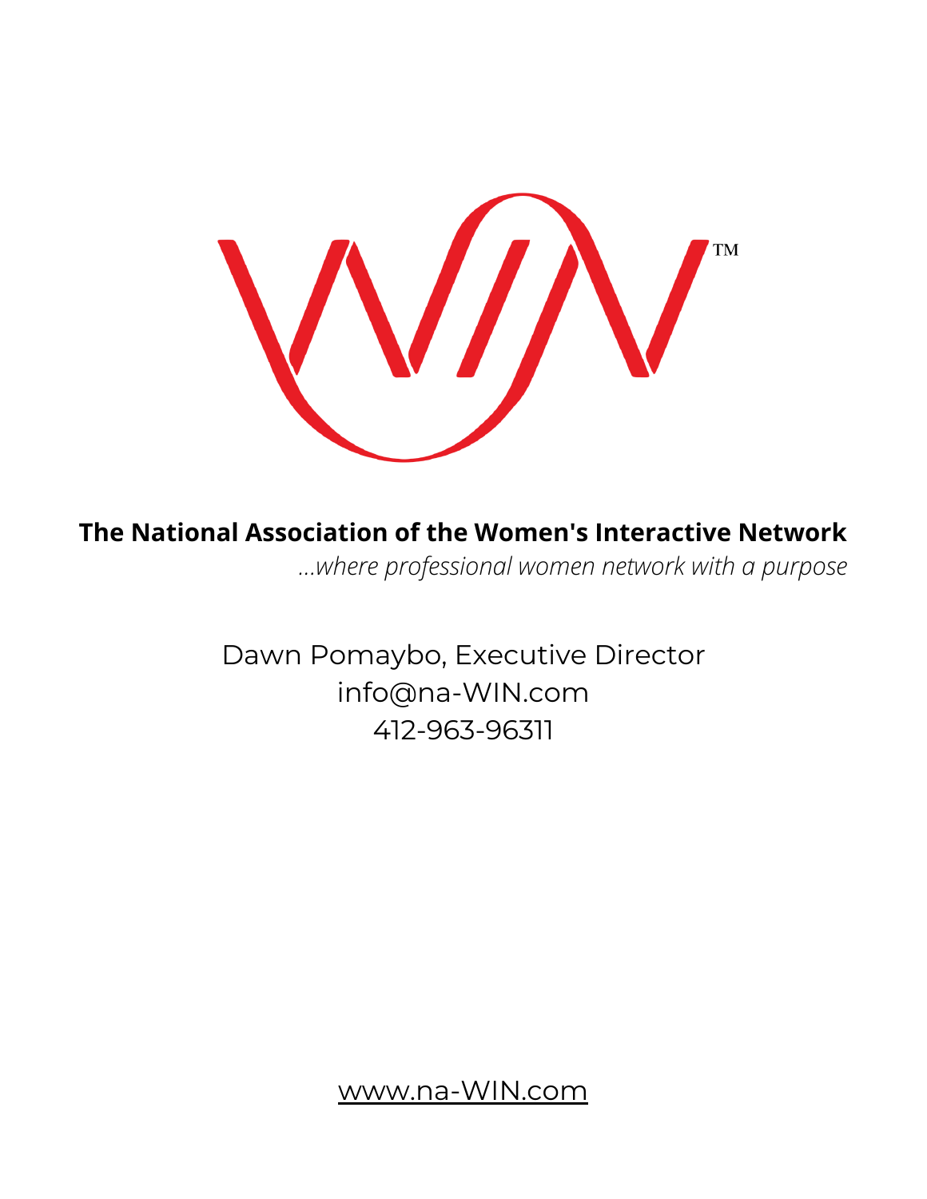**The National Association of the Women's Interactive Network**

*...where professional women network with a purpose*

Dawn Pomaybo, Executive Director

info@na-WIN.com

412-963-96311

www.na-WIN.com